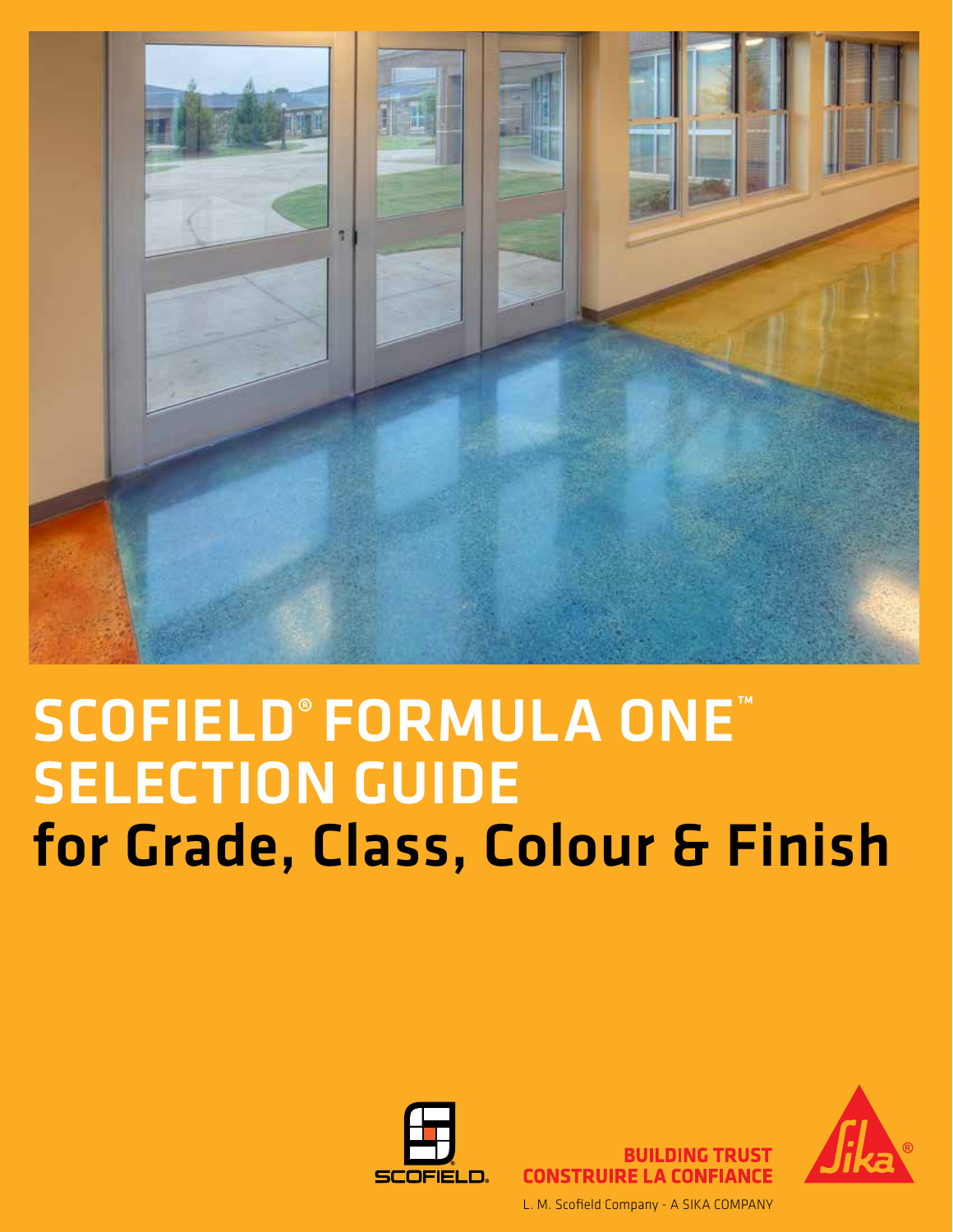# SCOFIELD® FORMULA ONE™ SELECTION GUIDE

## for Grade, Class, Colour & Finish

SCOFIELD®

BUILDING TRUST
CONSTRUIRE LA CONFIANCE

L. M. Scofield Company - A SIKA COMPANY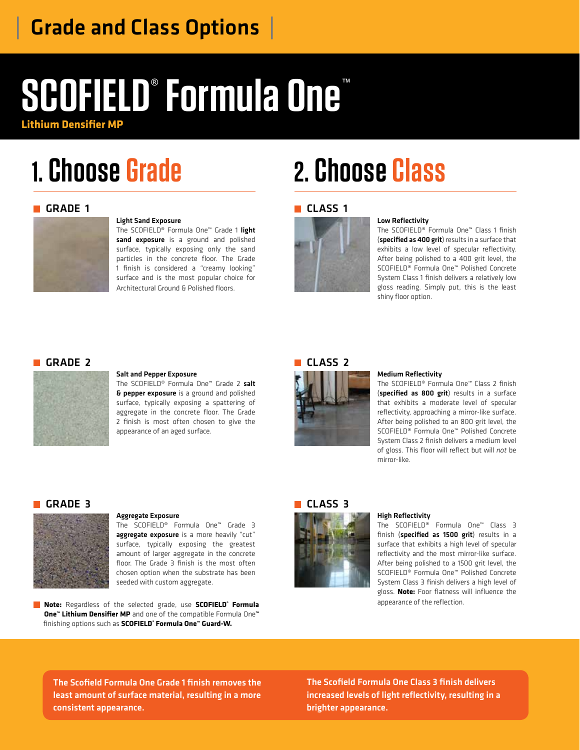# Grade and Class Options

# SCOFIELD® Formula One™

**Lithium Densifier MP**

## 1. Choose Grade

### GRADE 1

**Light Sand Exposure**

The SCOFIELD® Formula One™ Grade 1 **light sand exposure** is a ground and polished surface, typically exposing only the sand particles in the concrete floor. The Grade 1 finish is considered a "creamy looking" surface and is the most popular choice for Architectural Ground & Polished floors.

### GRADE 2

**Salt and Pepper Exposure**

The SCOFIELD® Formula One™ Grade 2 **salt & pepper exposure** is a ground and polished surface, typically exposing a spattering of aggregate in the concrete floor. The Grade 2 finish is most often chosen to give the appearance of an aged surface.

### GRADE 3

**Aggregate Exposure**

The SCOFIELD® Formula One™ Grade 3 **aggregate exposure** is a more heavily "cut" surface, typically exposing the greatest amount of larger aggregate in the concrete floor. The Grade 3 finish is the most often chosen option when the substrate has been seeded with custom aggregate.

**Note:** Regardless of the selected grade, use **SCOFIELD® Formula One™ Lithium Densifier MP** and one of the compatible Formula One™ finishing options such as **SCOFIELD® Formula One™ Guard-W.**

## 2. Choose Class

### CLASS 1

**Low Reflectivity**

The SCOFIELD® Formula One™ Class 1 finish (**specified as 400 grit**) results in a surface that exhibits a low level of specular reflectivity. After being polished to a 400 grit level, the SCOFIELD® Formula One™ Polished Concrete System Class 1 finish delivers a relatively low gloss reading. Simply put, this is the least shiny floor option.

### CLASS 2

**Medium Reflectivity**

The SCOFIELD® Formula One™ Class 2 finish (**specified as 800 grit**) results in a surface that exhibits a moderate level of specular reflectivity, approaching a mirror-like surface. After being polished to an 800 grit level, the SCOFIELD® Formula One™ Polished Concrete System Class 2 finish delivers a medium level of gloss. This floor will reflect but will *not* be mirror-like.

### CLASS 3

**High Reflectivity**

The SCOFIELD® Formula One™ Class 3 finish (**specified as 1500 grit**) results in a surface that exhibits a high level of specular reflectivity and the most mirror-like surface. After being polished to a 1500 grit level, the SCOFIELD® Formula One™ Polished Concrete System Class 3 finish delivers a high level of gloss. **Note:** Foor flatness will influence the appearance of the reflection.

**The Scofield Formula One Grade 1 finish removes the least amount of surface material, resulting in a more consistent appearance.**

**The Scofield Formula One Class 3 finish delivers increased levels of light reflectivity, resulting in a brighter appearance.**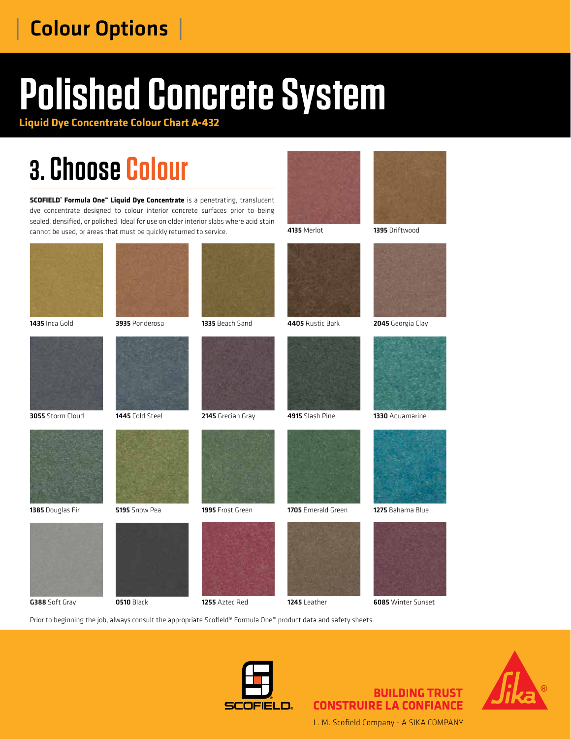# Colour Options

# Polished Concrete System

**Liquid Dye Concentrate Colour Chart A-432**

## 3. Choose Colour

**SCOFIELD® Formula One™ Liquid Dye Concentrate** is a penetrating, translucent dye concentrate designed to colour interior concrete surfaces prior to being sealed, densified, or polished. Ideal for use on older interior slabs where acid stain cannot be used, or areas that must be quickly returned to service.

**4135** Merlot

**1395** Driftwood

**1435** Inca Gold

**3935** Ponderosa

**1335** Beach Sand

**4405** Rustic Bark

**2045** Georgia Clay

**3055** Storm Cloud

**1445** Cold Steel

**2145** Grecian Gray

**4915** Slash Pine

**1330** Aquamarine

**1385** Douglas Fir

**5195** Snow Pea

**1995** Frost Green

**1705** Emerald Green

**1275** Bahama Blue

**C388** Soft Gray

**0510** Black

**1255** Aztec Red

**1245** Leather

**6085** Winter Sunset

Prior to beginning the job, always consult the appropriate Scofield® Formula One™ product data and safety sheets.

SCOFIELD®

**BUILDING TRUST**
**CONSTRUIRE LA CONFIANCE**

L. M. Scofield Company - A SIKA COMPANY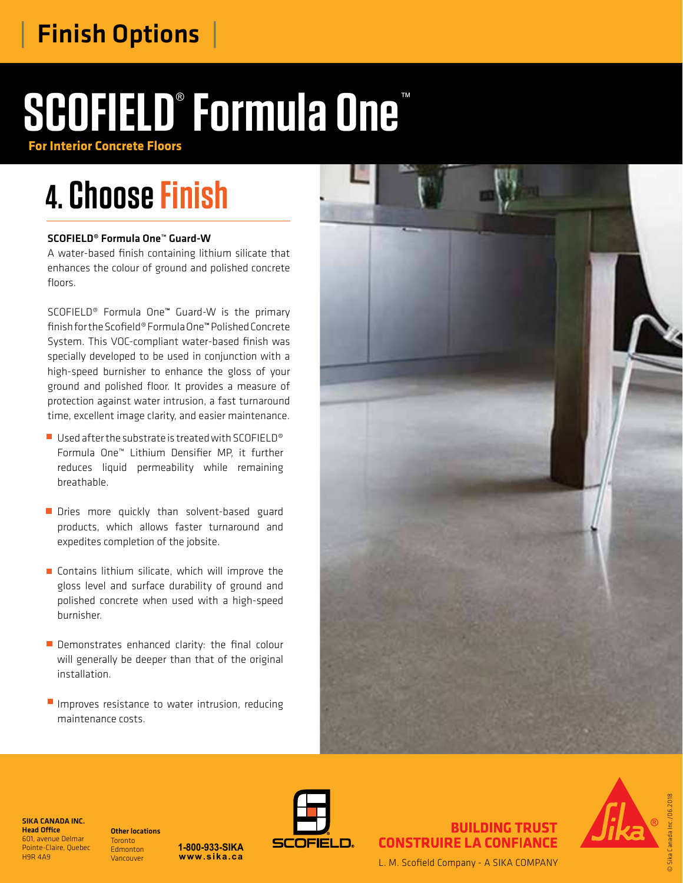Finish Options

# SCOFIELD® Formula One™

**For Interior Concrete Floors**

## 4. Choose Finish

### SCOFIELD® Formula One™ Guard-W

A water-based finish containing lithium silicate that enhances the colour of ground and polished concrete floors.

SCOFIELD® Formula One™ Guard-W is the primary finish for the Scofield® Formula One™ Polished Concrete System. This VOC-compliant water-based finish was specially developed to be used in conjunction with a high-speed burnisher to enhance the gloss of your ground and polished floor. It provides a measure of protection against water intrusion, a fast turnaround time, excellent image clarity, and easier maintenance.

- Used after the substrate is treated with SCOFIELD® Formula One™ Lithium Densifier MP, it further reduces liquid permeability while remaining breathable.
- Dries more quickly than solvent-based guard products, which allows faster turnaround and expedites completion of the jobsite.
- Contains lithium silicate, which will improve the gloss level and surface durability of ground and polished concrete when used with a high-speed burnisher.
- Demonstrates enhanced clarity: the final colour will generally be deeper than that of the original installation.
- Improves resistance to water intrusion, reducing maintenance costs.

**SIKA CANADA INC.**
**Head Office**
601, avenue Delmar
Pointe-Claire, Quebec
H9R 4A9

**Other locations**
Toronto
Edmonton
Vancouver

**1-800-933-SIKA**
**www.sika.ca**

SCOFIELD.

**BUILDING TRUST**
**CONSTRUIRE LA CONFIANCE**

L. M. Scofield Company - A SIKA COMPANY

© Sika Canada Inc./06.2018